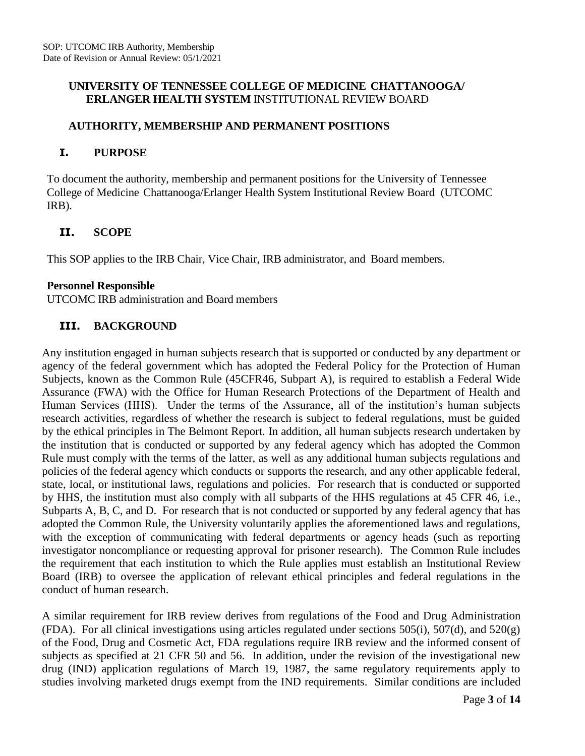# UNIVERSITY OF TENNESSEE COLLEGE OF MEDICINE CHATTANOOGA/ ERLANGER HEALTH SYSTEM INSTITUTIONAL REVIEW BOARD

## AUTHORITY, MEMBERSHIP AND PERMANENT POSITIONS

### I. PURPOSE

To document the authority, membership and permanent positions for the University of Tennessee College of Medicine Chattanooga/Erlanger Health System Institutional Review Board (UTCOMC IRB).

### II. SCOPE

This SOP applies to the IRB Chair, Vice Chair, IRB administrator, and Board members.

**Personnel Responsible**
UTCOMC IRB administration and Board members

### III. BACKGROUND

Any institution engaged in human subjects research that is supported or conducted by any department or agency of the federal government which has adopted the Federal Policy for the Protection of Human Subjects, known as the Common Rule (45CFR46, Subpart A), is required to establish a Federal Wide Assurance (FWA) with the Office for Human Research Protections of the Department of Health and Human Services (HHS). Under the terms of the Assurance, all of the institution's human subjects research activities, regardless of whether the research is subject to federal regulations, must be guided by the ethical principles in The Belmont Report. In addition, all human subjects research undertaken by the institution that is conducted or supported by any federal agency which has adopted the Common Rule must comply with the terms of the latter, as well as any additional human subjects regulations and policies of the federal agency which conducts or supports the research, and any other applicable federal, state, local, or institutional laws, regulations and policies. For research that is conducted or supported by HHS, the institution must also comply with all subparts of the HHS regulations at 45 CFR 46, i.e., Subparts A, B, C, and D. For research that is not conducted or supported by any federal agency that has adopted the Common Rule, the University voluntarily applies the aforementioned laws and regulations, with the exception of communicating with federal departments or agency heads (such as reporting investigator noncompliance or requesting approval for prisoner research). The Common Rule includes the requirement that each institution to which the Rule applies must establish an Institutional Review Board (IRB) to oversee the application of relevant ethical principles and federal regulations in the conduct of human research.

A similar requirement for IRB review derives from regulations of the Food and Drug Administration (FDA). For all clinical investigations using articles regulated under sections 505(i), 507(d), and 520(g) of the Food, Drug and Cosmetic Act, FDA regulations require IRB review and the informed consent of subjects as specified at 21 CFR 50 and 56. In addition, under the revision of the investigational new drug (IND) application regulations of March 19, 1987, the same regulatory requirements apply to studies involving marketed drugs exempt from the IND requirements. Similar conditions are included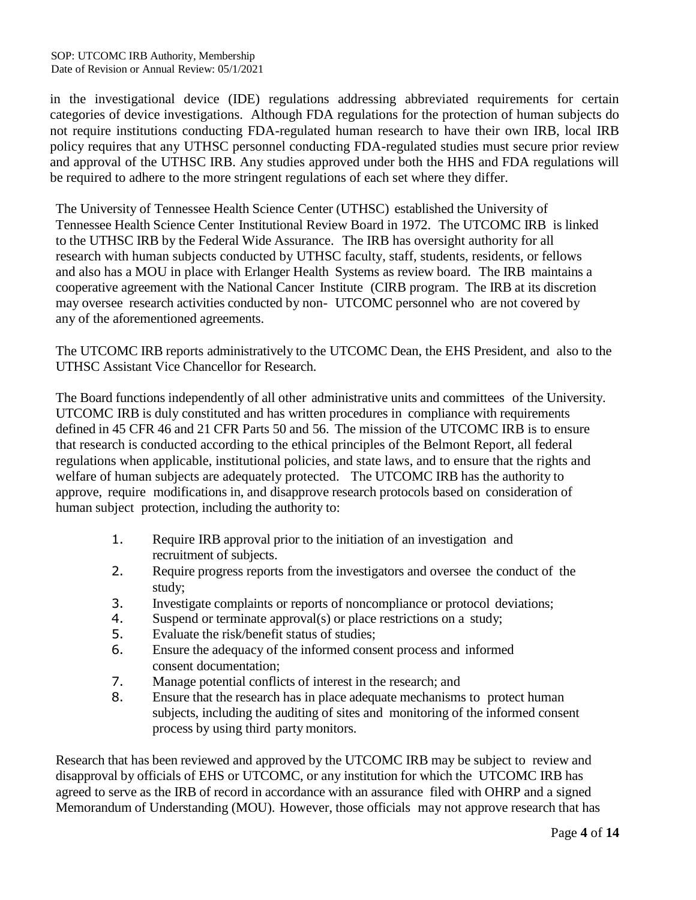in the investigational device (IDE) regulations addressing abbreviated requirements for certain categories of device investigations. Although FDA regulations for the protection of human subjects do not require institutions conducting FDA-regulated human research to have their own IRB, local IRB policy requires that any UTHSC personnel conducting FDA-regulated studies must secure prior review and approval of the UTHSC IRB. Any studies approved under both the HHS and FDA regulations will be required to adhere to the more stringent regulations of each set where they differ.

The University of Tennessee Health Science Center (UTHSC) established the University of Tennessee Health Science Center Institutional Review Board in 1972. The UTCOMC IRB is linked to the UTHSC IRB by the Federal Wide Assurance. The IRB has oversight authority for all research with human subjects conducted by UTHSC faculty, staff, students, residents, or fellows and also has a MOU in place with Erlanger Health Systems as review board. The IRB maintains a cooperative agreement with the National Cancer Institute (CIRB program. The IRB at its discretion may oversee research activities conducted by non- UTCOMC personnel who are not covered by any of the aforementioned agreements.

The UTCOMC IRB reports administratively to the UTCOMC Dean, the EHS President, and also to the UTHSC Assistant Vice Chancellor for Research.

The Board functions independently of all other administrative units and committees of the University. UTCOMC IRB is duly constituted and has written procedures in compliance with requirements defined in 45 CFR 46 and 21 CFR Parts 50 and 56. The mission of the UTCOMC IRB is to ensure that research is conducted according to the ethical principles of the Belmont Report, all federal regulations when applicable, institutional policies, and state laws, and to ensure that the rights and welfare of human subjects are adequately protected. The UTCOMC IRB has the authority to approve, require modifications in, and disapprove research protocols based on consideration of human subject protection, including the authority to:

1. Require IRB approval prior to the initiation of an investigation and recruitment of subjects.
2. Require progress reports from the investigators and oversee the conduct of the study;
3. Investigate complaints or reports of noncompliance or protocol deviations;
4. Suspend or terminate approval(s) or place restrictions on a study;
5. Evaluate the risk/benefit status of studies;
6. Ensure the adequacy of the informed consent process and informed consent documentation;
7. Manage potential conflicts of interest in the research; and
8. Ensure that the research has in place adequate mechanisms to protect human subjects, including the auditing of sites and monitoring of the informed consent process by using third party monitors.

Research that has been reviewed and approved by the UTCOMC IRB may be subject to review and disapproval by officials of EHS or UTCOMC, or any institution for which the UTCOMC IRB has agreed to serve as the IRB of record in accordance with an assurance filed with OHRP and a signed Memorandum of Understanding (MOU). However, those officials may not approve research that has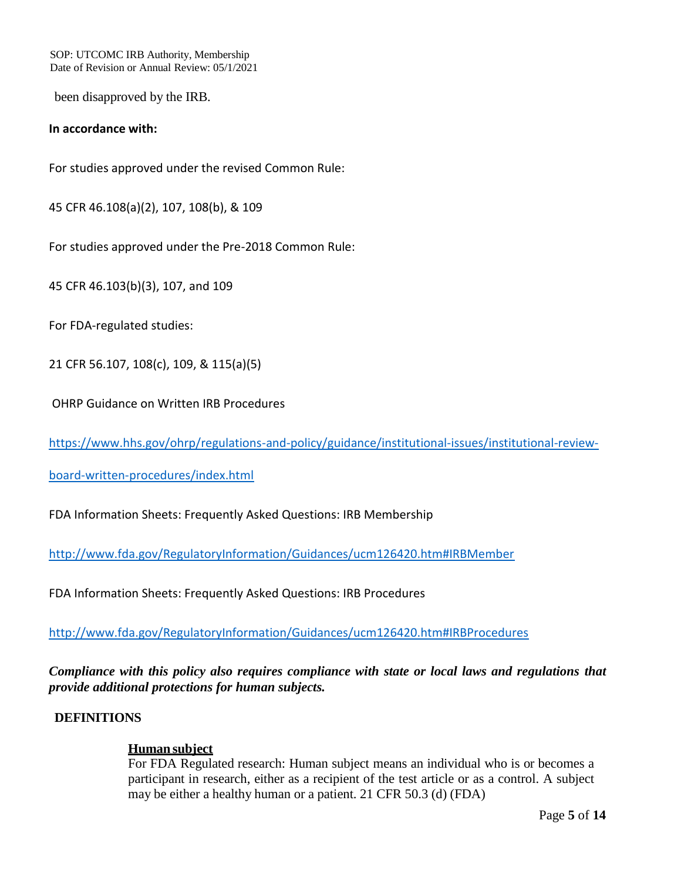been disapproved by the IRB.

**In accordance with:**

For studies approved under the revised Common Rule:

45 CFR 46.108(a)(2), 107, 108(b), & 109

For studies approved under the Pre-2018 Common Rule:

45 CFR 46.103(b)(3), 107, and 109

For FDA-regulated studies:

21 CFR 56.107, 108(c), 109, & 115(a)(5)

OHRP Guidance on Written IRB Procedures

https://www.hhs.gov/ohrp/regulations-and-policy/guidance/institutional-issues/institutional-review-board-written-procedures/index.html

FDA Information Sheets: Frequently Asked Questions: IRB Membership

http://www.fda.gov/RegulatoryInformation/Guidances/ucm126420.htm#IRBMember

FDA Information Sheets: Frequently Asked Questions: IRB Procedures

http://www.fda.gov/RegulatoryInformation/Guidances/ucm126420.htm#IRBProcedures

***Compliance with this policy also requires compliance with state or local laws and regulations that provide additional protections for human subjects.***

## DEFINITIONS

**Human subject**

For FDA Regulated research: Human subject means an individual who is or becomes a participant in research, either as a recipient of the test article or as a control. A subject may be either a healthy human or a patient. 21 CFR 50.3 (d) (FDA)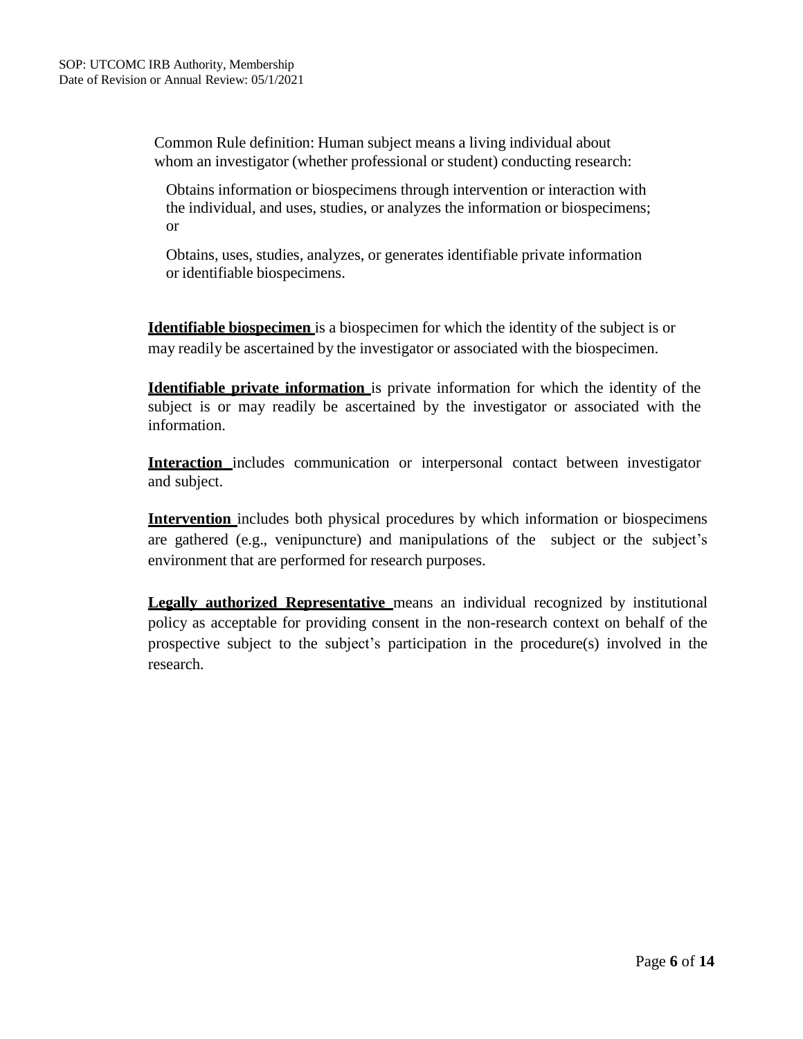Common Rule definition: Human subject means a living individual about whom an investigator (whether professional or student) conducting research:

Obtains information or biospecimens through intervention or interaction with the individual, and uses, studies, or analyzes the information or biospecimens; or

Obtains, uses, studies, analyzes, or generates identifiable private information or identifiable biospecimens.

**Identifiable biospecimen** is a biospecimen for which the identity of the subject is or may readily be ascertained by the investigator or associated with the biospecimen.

**Identifiable private information** is private information for which the identity of the subject is or may readily be ascertained by the investigator or associated with the information.

**Interaction** includes communication or interpersonal contact between investigator and subject.

**Intervention** includes both physical procedures by which information or biospecimens are gathered (e.g., venipuncture) and manipulations of the subject or the subject's environment that are performed for research purposes.

**Legally authorized Representative** means an individual recognized by institutional policy as acceptable for providing consent in the non-research context on behalf of the prospective subject to the subject's participation in the procedure(s) involved in the research.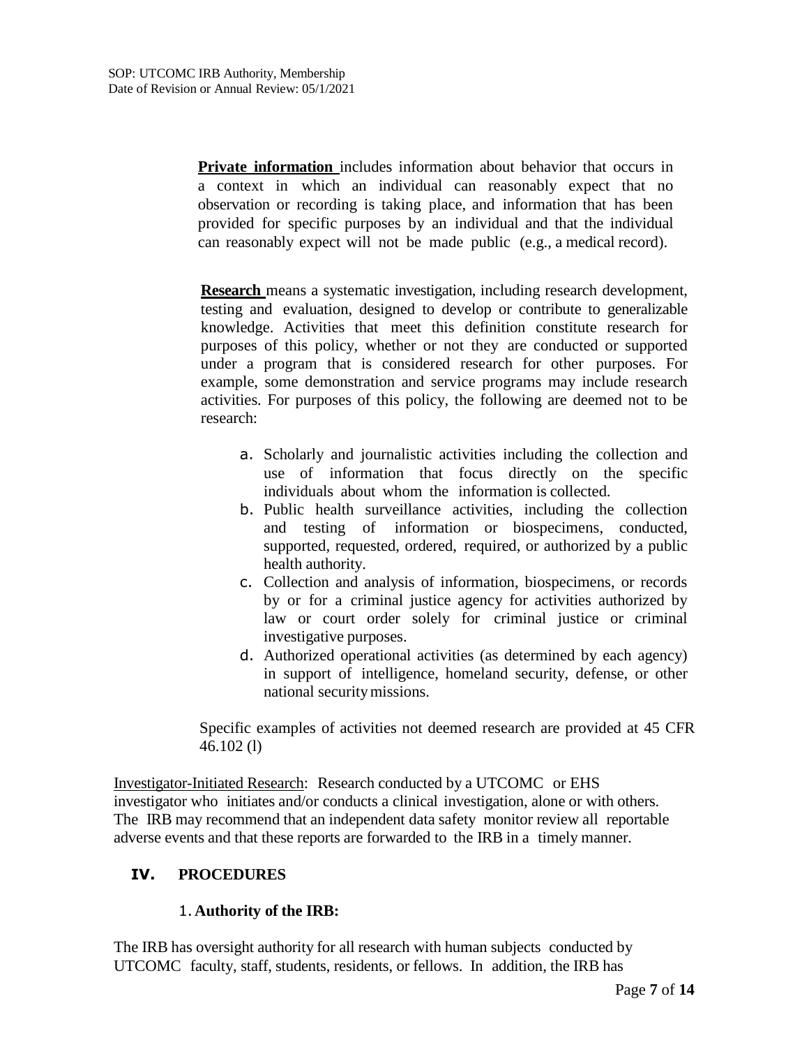**Private information** includes information about behavior that occurs in a context in which an individual can reasonably expect that no observation or recording is taking place, and information that has been provided for specific purposes by an individual and that the individual can reasonably expect will not be made public (e.g., a medical record).

**Research** means a systematic investigation, including research development, testing and evaluation, designed to develop or contribute to generalizable knowledge. Activities that meet this definition constitute research for purposes of this policy, whether or not they are conducted or supported under a program that is considered research for other purposes. For example, some demonstration and service programs may include research activities. For purposes of this policy, the following are deemed not to be research:

a. Scholarly and journalistic activities including the collection and use of information that focus directly on the specific individuals about whom the information is collected.
b. Public health surveillance activities, including the collection and testing of information or biospecimens, conducted, supported, requested, ordered, required, or authorized by a public health authority.
c. Collection and analysis of information, biospecimens, or records by or for a criminal justice agency for activities authorized by law or court order solely for criminal justice or criminal investigative purposes.
d. Authorized operational activities (as determined by each agency) in support of intelligence, homeland security, defense, or other national security missions.

Specific examples of activities not deemed research are provided at 45 CFR 46.102 (l)

Investigator-Initiated Research: Research conducted by a UTCOMC or EHS investigator who initiates and/or conducts a clinical investigation, alone or with others. The IRB may recommend that an independent data safety monitor review all reportable adverse events and that these reports are forwarded to the IRB in a timely manner.

## IV. PROCEDURES

### 1. Authority of the IRB:

The IRB has oversight authority for all research with human subjects conducted by UTCOMC faculty, staff, students, residents, or fellows. In addition, the IRB has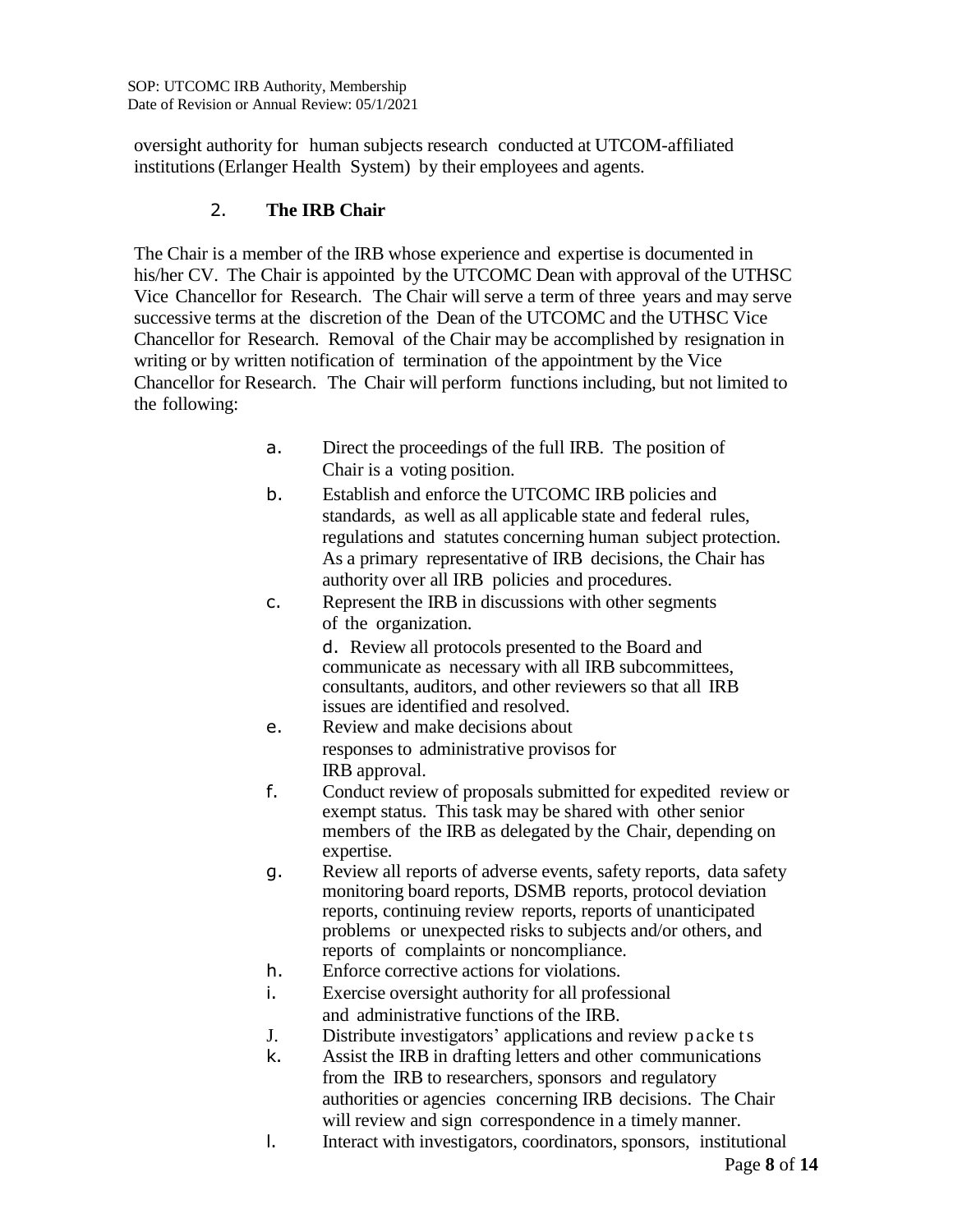oversight authority for human subjects research conducted at UTCOM-affiliated institutions (Erlanger Health System) by their employees and agents.

### 2. The IRB Chair

The Chair is a member of the IRB whose experience and expertise is documented in his/her CV. The Chair is appointed by the UTCOMC Dean with approval of the UTHSC Vice Chancellor for Research. The Chair will serve a term of three years and may serve successive terms at the discretion of the Dean of the UTCOMC and the UTHSC Vice Chancellor for Research. Removal of the Chair may be accomplished by resignation in writing or by written notification of termination of the appointment by the Vice Chancellor for Research. The Chair will perform functions including, but not limited to the following:

a. Direct the proceedings of the full IRB. The position of Chair is a voting position.

b. Establish and enforce the UTCOMC IRB policies and standards, as well as all applicable state and federal rules, regulations and statutes concerning human subject protection. As a primary representative of IRB decisions, the Chair has authority over all IRB policies and procedures.

c. Represent the IRB in discussions with other segments of the organization.

d. Review all protocols presented to the Board and communicate as necessary with all IRB subcommittees, consultants, auditors, and other reviewers so that all IRB issues are identified and resolved.

e. Review and make decisions about responses to administrative provisos for IRB approval.

f. Conduct review of proposals submitted for expedited review or exempt status. This task may be shared with other senior members of the IRB as delegated by the Chair, depending on expertise.

g. Review all reports of adverse events, safety reports, data safety monitoring board reports, DSMB reports, protocol deviation reports, continuing review reports, reports of unanticipated problems or unexpected risks to subjects and/or others, and reports of complaints or noncompliance.

h. Enforce corrective actions for violations.

i. Exercise oversight authority for all professional and administrative functions of the IRB.

J. Distribute investigators' applications and review packets

k. Assist the IRB in drafting letters and other communications from the IRB to researchers, sponsors and regulatory authorities or agencies concerning IRB decisions. The Chair will review and sign correspondence in a timely manner.

l. Interact with investigators, coordinators, sponsors, institutional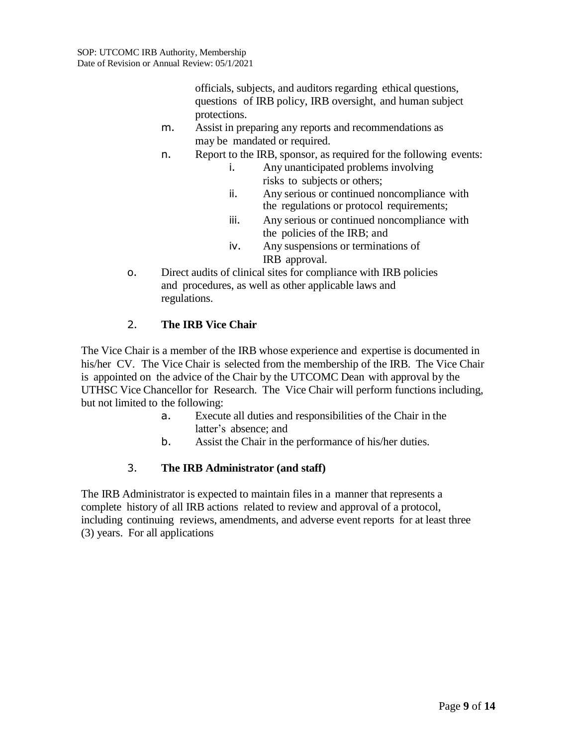officials, subjects, and auditors regarding ethical questions, questions of IRB policy, IRB oversight, and human subject protections.

m. Assist in preparing any reports and recommendations as may be mandated or required.

n. Report to the IRB, sponsor, as required for the following events:
   - i. Any unanticipated problems involving risks to subjects or others;
   - ii. Any serious or continued noncompliance with the regulations or protocol requirements;
   - iii. Any serious or continued noncompliance with the policies of the IRB; and
   - iv. Any suspensions or terminations of IRB approval.

o. Direct audits of clinical sites for compliance with IRB policies and procedures, as well as other applicable laws and regulations.

### 2. The IRB Vice Chair

The Vice Chair is a member of the IRB whose experience and expertise is documented in his/her CV. The Vice Chair is selected from the membership of the IRB. The Vice Chair is appointed on the advice of the Chair by the UTCOMC Dean with approval by the UTHSC Vice Chancellor for Research. The Vice Chair will perform functions including, but not limited to the following:

a. Execute all duties and responsibilities of the Chair in the latter's absence; and

b. Assist the Chair in the performance of his/her duties.

### 3. The IRB Administrator (and staff)

The IRB Administrator is expected to maintain files in a manner that represents a complete history of all IRB actions related to review and approval of a protocol, including continuing reviews, amendments, and adverse event reports for at least three (3) years. For all applications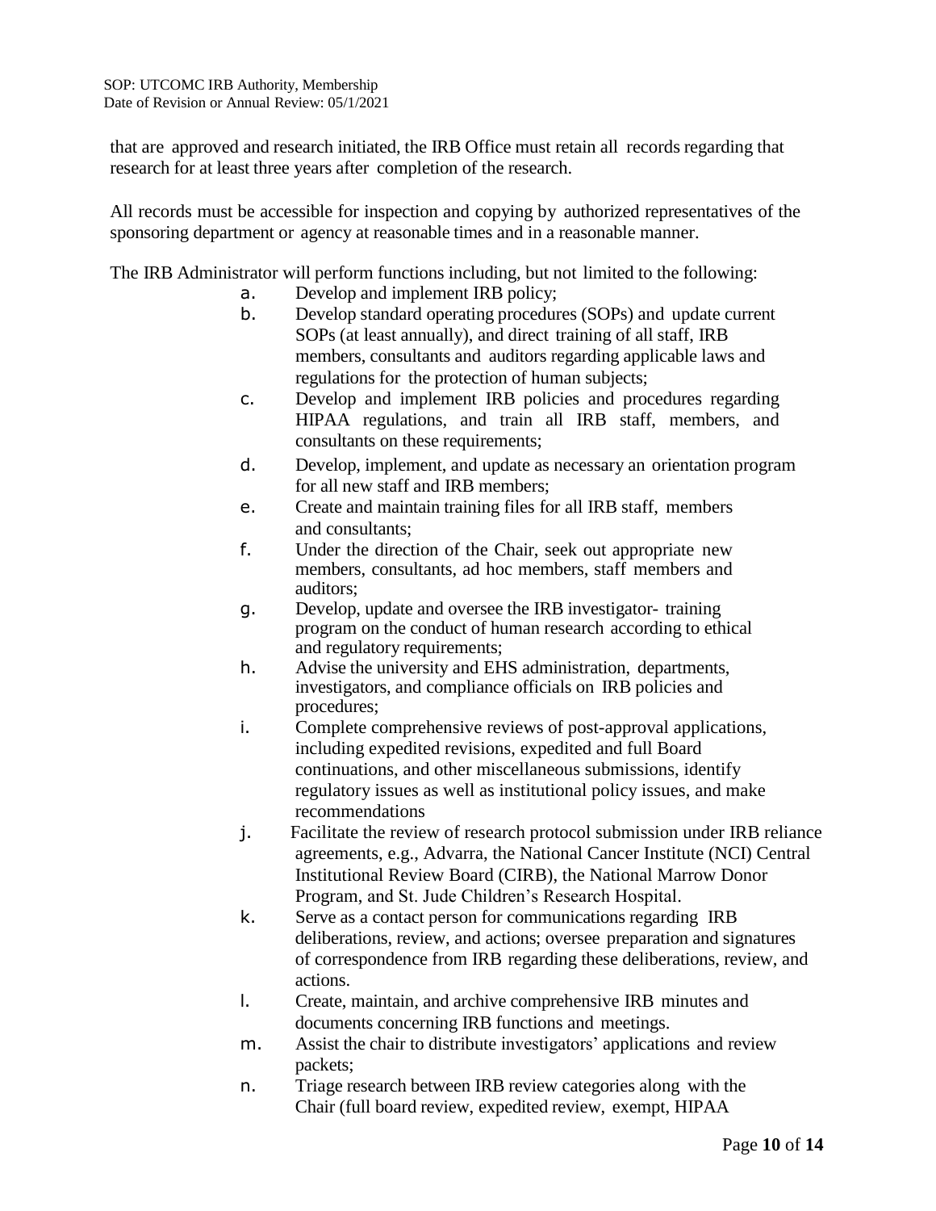that are approved and research initiated, the IRB Office must retain all records regarding that research for at least three years after completion of the research.

All records must be accessible for inspection and copying by authorized representatives of the sponsoring department or agency at reasonable times and in a reasonable manner.

The IRB Administrator will perform functions including, but not limited to the following:

a. Develop and implement IRB policy;
b. Develop standard operating procedures (SOPs) and update current SOPs (at least annually), and direct training of all staff, IRB members, consultants and auditors regarding applicable laws and regulations for the protection of human subjects;
c. Develop and implement IRB policies and procedures regarding HIPAA regulations, and train all IRB staff, members, and consultants on these requirements;
d. Develop, implement, and update as necessary an orientation program for all new staff and IRB members;
e. Create and maintain training files for all IRB staff, members and consultants;
f. Under the direction of the Chair, seek out appropriate new members, consultants, ad hoc members, staff members and auditors;
g. Develop, update and oversee the IRB investigator- training program on the conduct of human research according to ethical and regulatory requirements;
h. Advise the university and EHS administration, departments, investigators, and compliance officials on IRB policies and procedures;
i. Complete comprehensive reviews of post-approval applications, including expedited revisions, expedited and full Board continuations, and other miscellaneous submissions, identify regulatory issues as well as institutional policy issues, and make recommendations
j. Facilitate the review of research protocol submission under IRB reliance agreements, e.g., Advarra, the National Cancer Institute (NCI) Central Institutional Review Board (CIRB), the National Marrow Donor Program, and St. Jude Children's Research Hospital.
k. Serve as a contact person for communications regarding IRB deliberations, review, and actions; oversee preparation and signatures of correspondence from IRB regarding these deliberations, review, and actions.
l. Create, maintain, and archive comprehensive IRB minutes and documents concerning IRB functions and meetings.
m. Assist the chair to distribute investigators' applications and review packets;
n. Triage research between IRB review categories along with the Chair (full board review, expedited review, exempt, HIPAA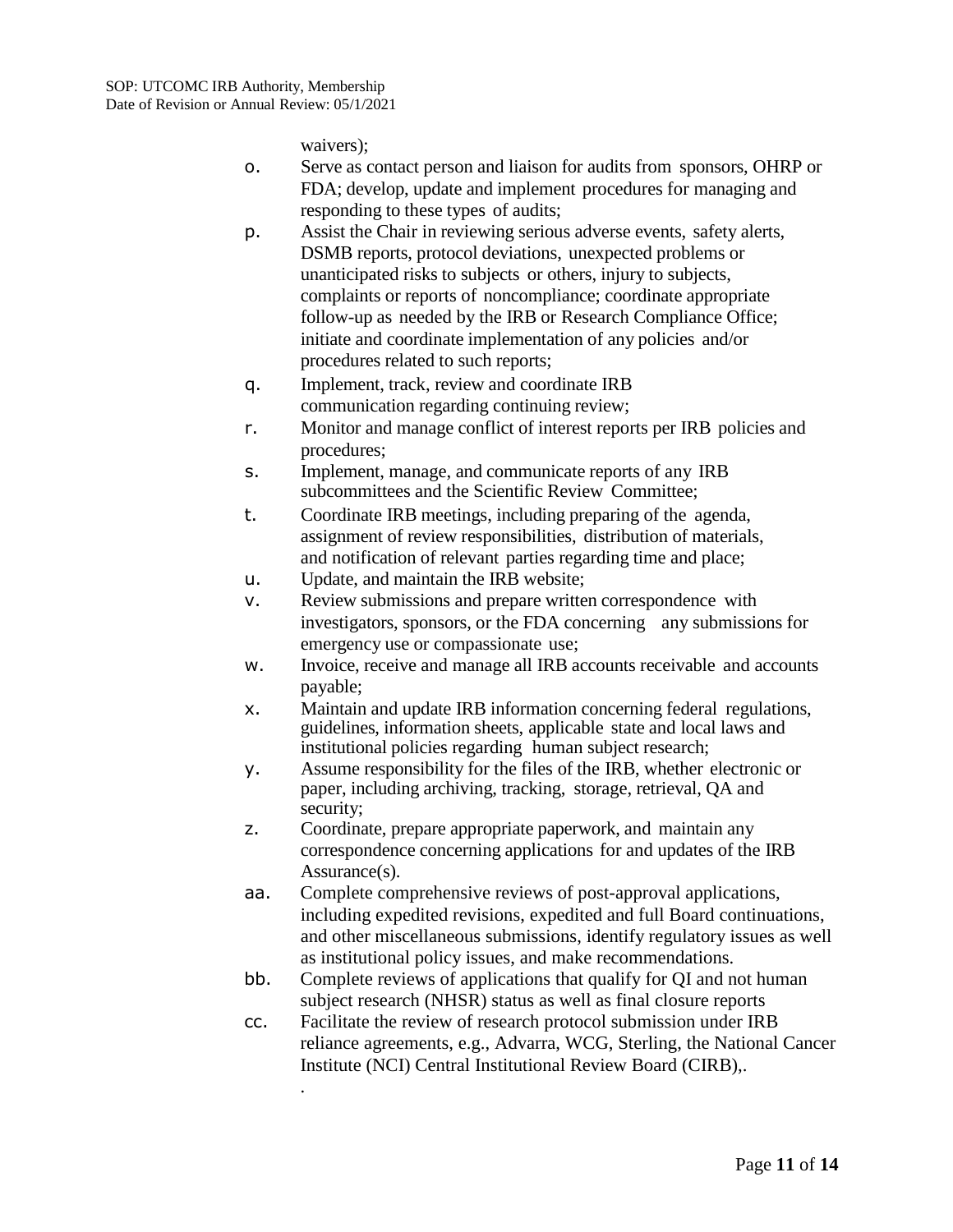waivers);

o. Serve as contact person and liaison for audits from sponsors, OHRP or FDA; develop, update and implement procedures for managing and responding to these types of audits;

p. Assist the Chair in reviewing serious adverse events, safety alerts, DSMB reports, protocol deviations, unexpected problems or unanticipated risks to subjects or others, injury to subjects, complaints or reports of noncompliance; coordinate appropriate follow-up as needed by the IRB or Research Compliance Office; initiate and coordinate implementation of any policies and/or procedures related to such reports;

q. Implement, track, review and coordinate IRB communication regarding continuing review;

r. Monitor and manage conflict of interest reports per IRB policies and procedures;

s. Implement, manage, and communicate reports of any IRB subcommittees and the Scientific Review Committee;

t. Coordinate IRB meetings, including preparing of the agenda, assignment of review responsibilities, distribution of materials, and notification of relevant parties regarding time and place;

u. Update, and maintain the IRB website;

v. Review submissions and prepare written correspondence with investigators, sponsors, or the FDA concerning any submissions for emergency use or compassionate use;

w. Invoice, receive and manage all IRB accounts receivable and accounts payable;

x. Maintain and update IRB information concerning federal regulations, guidelines, information sheets, applicable state and local laws and institutional policies regarding human subject research;

y. Assume responsibility for the files of the IRB, whether electronic or paper, including archiving, tracking, storage, retrieval, QA and security;

z. Coordinate, prepare appropriate paperwork, and maintain any correspondence concerning applications for and updates of the IRB Assurance(s).

aa. Complete comprehensive reviews of post-approval applications, including expedited revisions, expedited and full Board continuations, and other miscellaneous submissions, identify regulatory issues as well as institutional policy issues, and make recommendations.

bb. Complete reviews of applications that qualify for QI and not human subject research (NHSR) status as well as final closure reports

cc. Facilitate the review of research protocol submission under IRB reliance agreements, e.g., Advarra, WCG, Sterling, the National Cancer Institute (NCI) Central Institutional Review Board (CIRB),.

.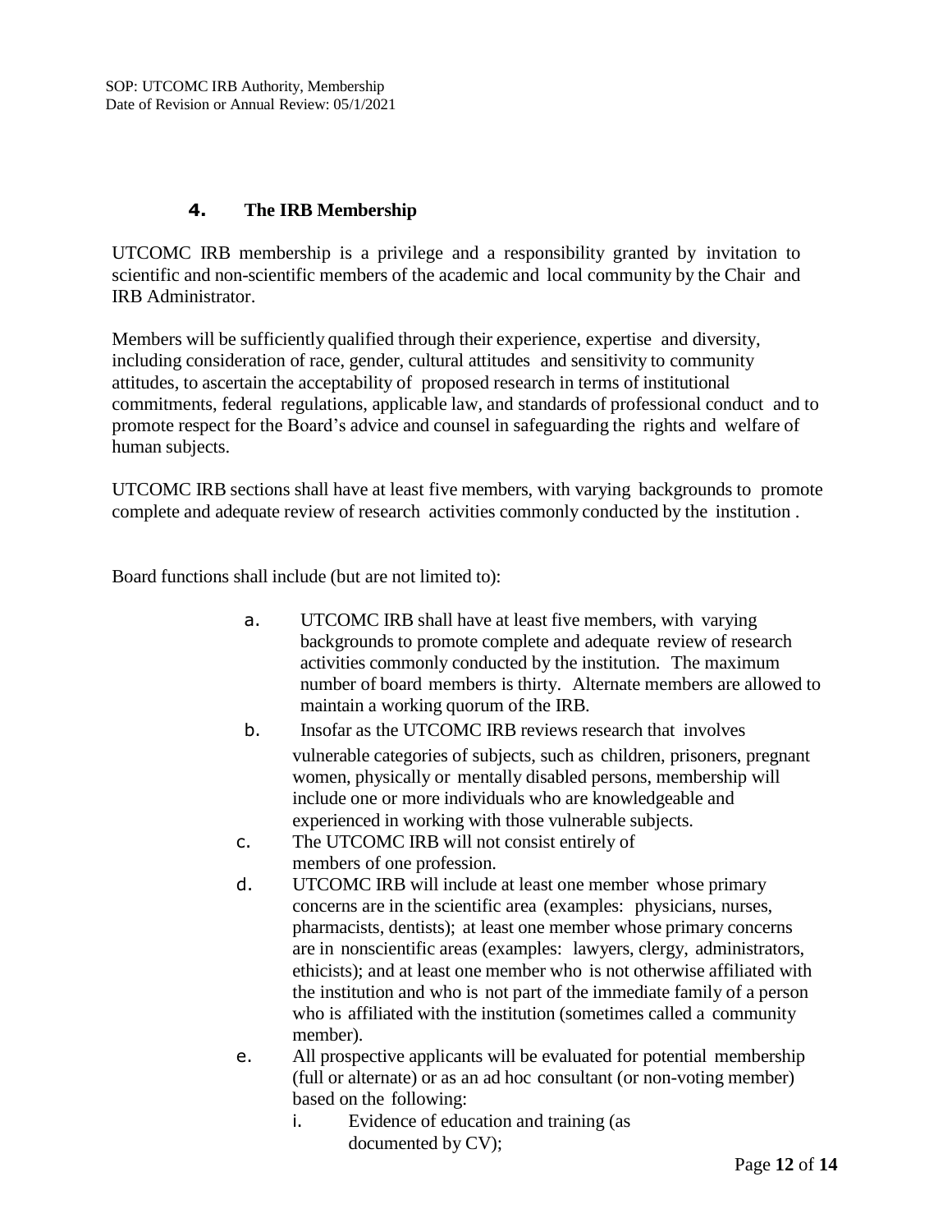## 4. The IRB Membership

UTCOMC IRB membership is a privilege and a responsibility granted by invitation to scientific and non-scientific members of the academic and local community by the Chair and IRB Administrator.

Members will be sufficiently qualified through their experience, expertise and diversity, including consideration of race, gender, cultural attitudes and sensitivity to community attitudes, to ascertain the acceptability of proposed research in terms of institutional commitments, federal regulations, applicable law, and standards of professional conduct and to promote respect for the Board's advice and counsel in safeguarding the rights and welfare of human subjects.

UTCOMC IRB sections shall have at least five members, with varying backgrounds to promote complete and adequate review of research activities commonly conducted by the institution .

Board functions shall include (but are not limited to):

a. UTCOMC IRB shall have at least five members, with varying backgrounds to promote complete and adequate review of research activities commonly conducted by the institution. The maximum number of board members is thirty. Alternate members are allowed to maintain a working quorum of the IRB.

b. Insofar as the UTCOMC IRB reviews research that involves vulnerable categories of subjects, such as children, prisoners, pregnant women, physically or mentally disabled persons, membership will include one or more individuals who are knowledgeable and experienced in working with those vulnerable subjects.

c. The UTCOMC IRB will not consist entirely of members of one profession.

d. UTCOMC IRB will include at least one member whose primary concerns are in the scientific area (examples: physicians, nurses, pharmacists, dentists); at least one member whose primary concerns are in nonscientific areas (examples: lawyers, clergy, administrators, ethicists); and at least one member who is not otherwise affiliated with the institution and who is not part of the immediate family of a person who is affiliated with the institution (sometimes called a community member).

e. All prospective applicants will be evaluated for potential membership (full or alternate) or as an ad hoc consultant (or non-voting member) based on the following:

   i. Evidence of education and training (as documented by CV);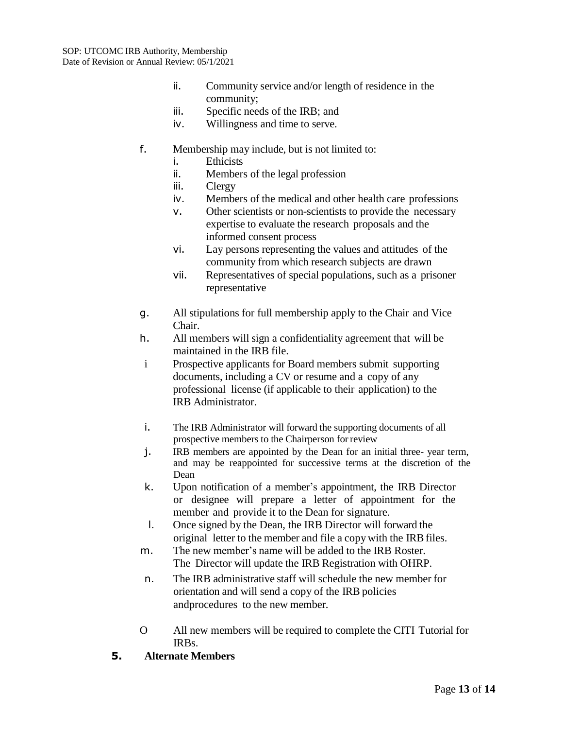ii. Community service and/or length of residence in the community;
iii. Specific needs of the IRB; and
iv. Willingness and time to serve.

f. Membership may include, but is not limited to:
   i. Ethicists
   ii. Members of the legal profession
   iii. Clergy
   iv. Members of the medical and other health care professions
   v. Other scientists or non-scientists to provide the necessary expertise to evaluate the research proposals and the informed consent process
   vi. Lay persons representing the values and attitudes of the community from which research subjects are drawn
   vii. Representatives of special populations, such as a prisoner representative

g. All stipulations for full membership apply to the Chair and Vice Chair.

h. All members will sign a confidentiality agreement that will be maintained in the IRB file.

i Prospective applicants for Board members submit supporting documents, including a CV or resume and a copy of any professional license (if applicable to their application) to the IRB Administrator.

i. The IRB Administrator will forward the supporting documents of all prospective members to the Chairperson for review

j. IRB members are appointed by the Dean for an initial three- year term, and may be reappointed for successive terms at the discretion of the Dean

k. Upon notification of a member's appointment, the IRB Director or designee will prepare a letter of appointment for the member and provide it to the Dean for signature.

l. Once signed by the Dean, the IRB Director will forward the original letter to the member and file a copy with the IRB files.

m. The new member's name will be added to the IRB Roster. The Director will update the IRB Registration with OHRP.

n. The IRB administrative staff will schedule the new member for orientation and will send a copy of the IRB policies andprocedures to the new member.

O All new members will be required to complete the CITI Tutorial for IRBs.

**5. Alternate Members**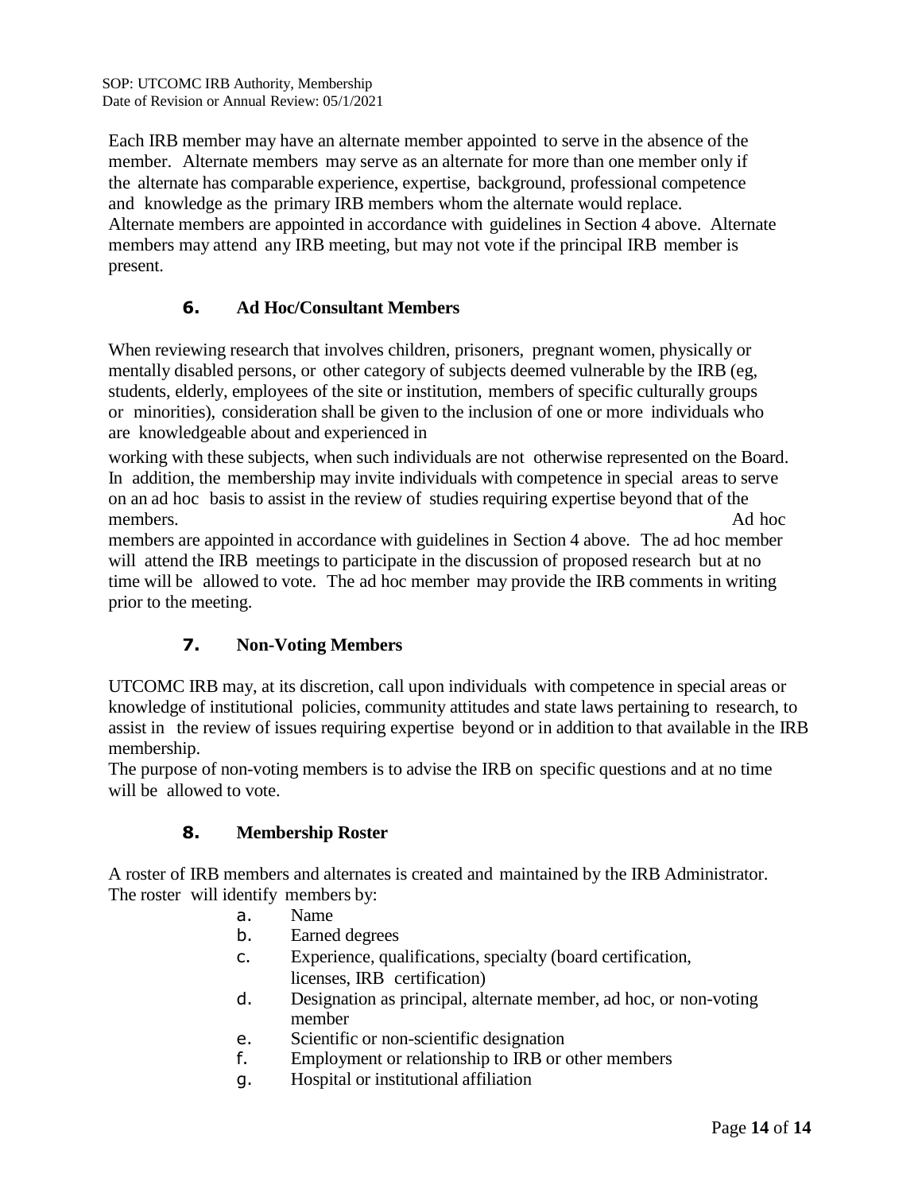Each IRB member may have an alternate member appointed to serve in the absence of the member. Alternate members may serve as an alternate for more than one member only if the alternate has comparable experience, expertise, background, professional competence and knowledge as the primary IRB members whom the alternate would replace. Alternate members are appointed in accordance with guidelines in Section 4 above. Alternate members may attend any IRB meeting, but may not vote if the principal IRB member is present.

### 6. Ad Hoc/Consultant Members

When reviewing research that involves children, prisoners, pregnant women, physically or mentally disabled persons, or other category of subjects deemed vulnerable by the IRB (eg, students, elderly, employees of the site or institution, members of specific culturally groups or minorities), consideration shall be given to the inclusion of one or more individuals who are knowledgeable about and experienced in working with these subjects, when such individuals are not otherwise represented on the Board. In addition, the membership may invite individuals with competence in special areas to serve on an ad hoc basis to assist in the review of studies requiring expertise beyond that of the members. Ad hoc members are appointed in accordance with guidelines in Section 4 above. The ad hoc member will attend the IRB meetings to participate in the discussion of proposed research but at no time will be allowed to vote. The ad hoc member may provide the IRB comments in writing prior to the meeting.

### 7. Non-Voting Members

UTCOMC IRB may, at its discretion, call upon individuals with competence in special areas or knowledge of institutional policies, community attitudes and state laws pertaining to research, to assist in the review of issues requiring expertise beyond or in addition to that available in the IRB membership.

The purpose of non-voting members is to advise the IRB on specific questions and at no time will be allowed to vote.

### 8. Membership Roster

A roster of IRB members and alternates is created and maintained by the IRB Administrator. The roster will identify members by:

a. Name
b. Earned degrees
c. Experience, qualifications, specialty (board certification, licenses, IRB certification)
d. Designation as principal, alternate member, ad hoc, or non-voting member
e. Scientific or non-scientific designation
f. Employment or relationship to IRB or other members
g. Hospital or institutional affiliation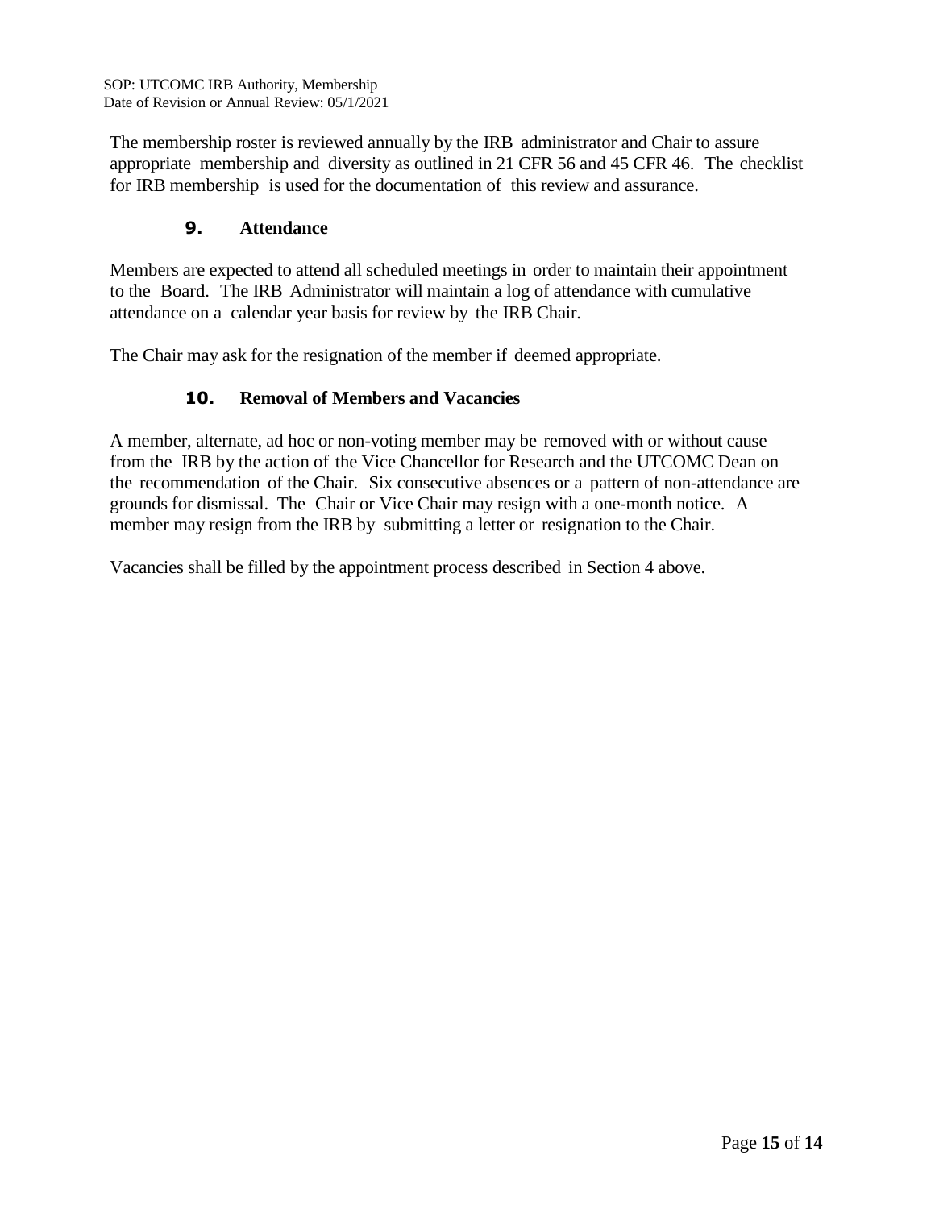The membership roster is reviewed annually by the IRB administrator and Chair to assure appropriate membership and diversity as outlined in 21 CFR 56 and 45 CFR 46. The checklist for IRB membership is used for the documentation of this review and assurance.

### 9. Attendance

Members are expected to attend all scheduled meetings in order to maintain their appointment to the Board. The IRB Administrator will maintain a log of attendance with cumulative attendance on a calendar year basis for review by the IRB Chair.

The Chair may ask for the resignation of the member if deemed appropriate.

### 10. Removal of Members and Vacancies

A member, alternate, ad hoc or non-voting member may be removed with or without cause from the IRB by the action of the Vice Chancellor for Research and the UTCOMC Dean on the recommendation of the Chair. Six consecutive absences or a pattern of non-attendance are grounds for dismissal. The Chair or Vice Chair may resign with a one-month notice. A member may resign from the IRB by submitting a letter or resignation to the Chair.

Vacancies shall be filled by the appointment process described in Section 4 above.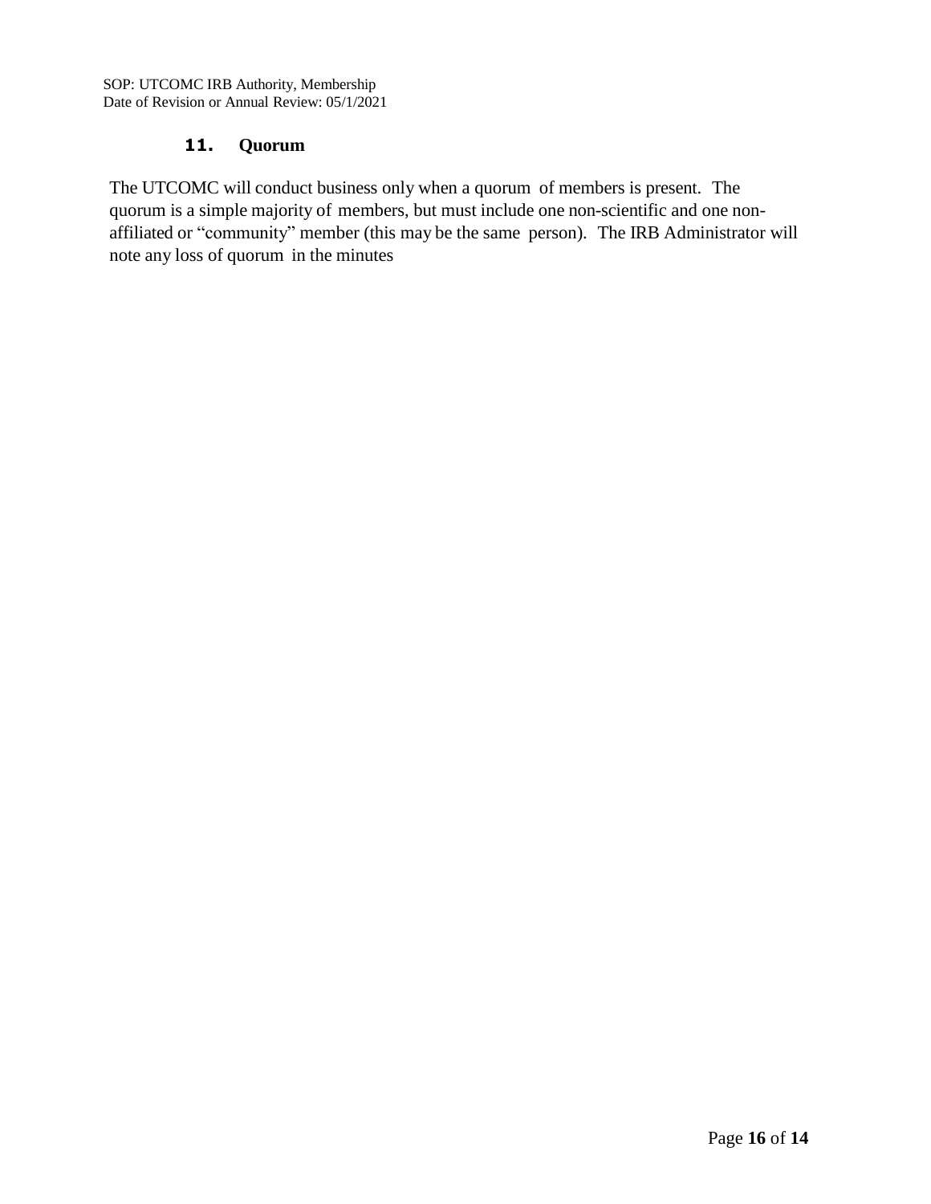## 11. Quorum

The UTCOMC will conduct business only when a quorum of members is present. The quorum is a simple majority of members, but must include one non-scientific and one non-affiliated or "community" member (this may be the same person). The IRB Administrator will note any loss of quorum in the minutes